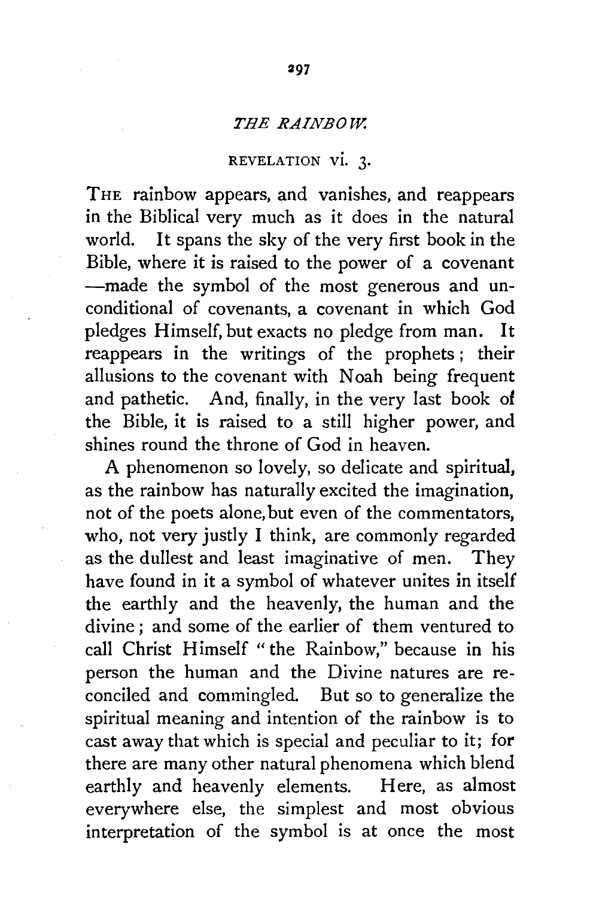## *THE RAINBOW.*

REVELATION vi. 3.

THE rainbow appears, and vanishes, and reappears in the Biblical very much as it does in the natural world. It spans the sky of the very first book in the Bible, where it is raised to the power of a covenant —made the symbol of the most generous and unconditional of covenants, a covenant in which God pledges Himself, but exacts no pledge from man. It reappears in the writings of the prophets; their allusions to the covenant with Noah being frequent and pathetic. And, finally, in the very last book of the Bible, it is raised to a still higher power, and shines round the throne of God in heaven.

A phenomenon so lovely, so delicate and spiritual, as the rainbow has naturally excited the imagination, not of the poets alone, but even of the commentators, who, not very justly I think, are commonly regarded as the dullest and least imaginative of men. They have found in it a symbol of whatever unites in itself the earthly and the heavenly, the human and the divine; and some of the earlier of them ventured to call Christ Himself "the Rainbow," because in his person the human and the Divine natures are reconciled and commingled. But so to generalize the spiritual meaning and intention of the rainbow is to cast away that which is special and peculiar to it; for there are many other natural phenomena which blend earthly and heavenly elements. Here, as almost everywhere else, the simplest and most obvious interpretation of the symbol is at once the most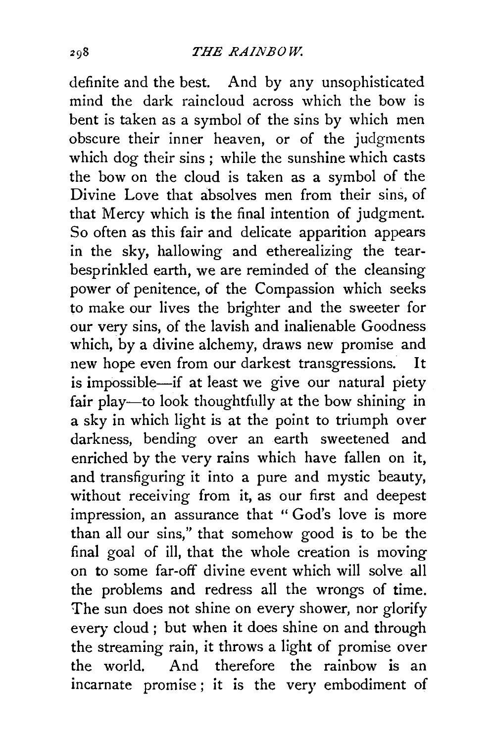definite and the best. And by any unsophisticated mind the dark raincloud across which the bow is bent is taken as a symbol of the sins by which men obscure their inner heaven, or of the judgments which dog their sins ; while the sunshine which casts the bow on the cloud is taken as a symbol of the Divine Love that absolves men from their sins, of that Mercy which is the final intention of judgment. So often as this fair and delicate apparition appears in the sky, hallowing and etherealizing the tear-besprinkled earth, we are reminded of the cleansing power of penitence, of the Compassion which seeks to make our lives the brighter and the sweeter for our very sins, of the lavish and inalienable Goodness which, by a divine alchemy, draws new promise and new hope even from our darkest transgressions. It is impossible—if at least we give our natural piety fair play—to look thoughtfully at the bow shining in a sky in which light is at the point to triumph over darkness, bending over an earth sweetened and enriched by the very rains which have fallen on it, and transfiguring it into a pure and mystic beauty, without receiving from it, as our first and deepest impression, an assurance that "God's love is more than all our sins," that somehow good is to be the final goal of ill, that the whole creation is moving on to some far-off divine event which will solve all the problems and redress all the wrongs of time. The sun does not shine on every shower, nor glorify every cloud ; but when it does shine on and through the streaming rain, it throws a light of promise over the world. And therefore the rainbow is an incarnate promise ; it is the very embodiment of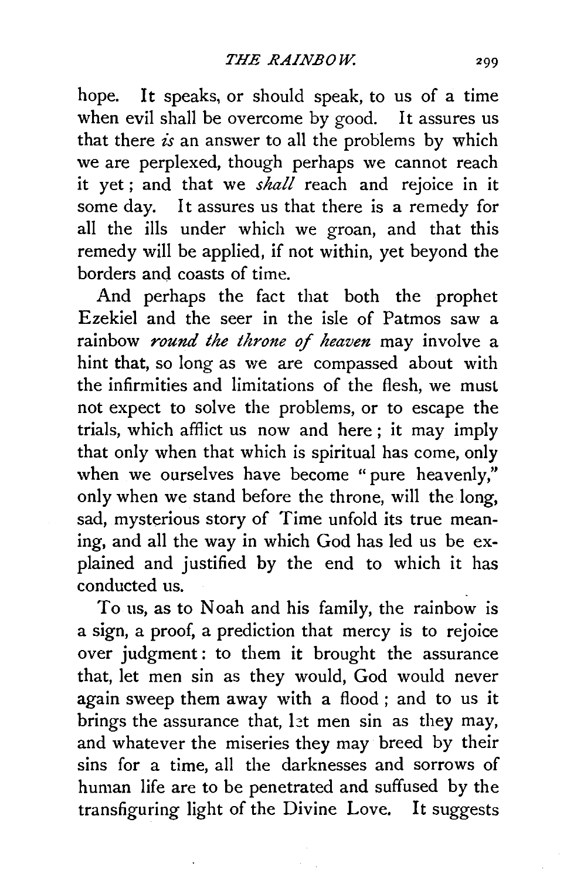hope. It speaks, or should speak, to us of a time when evil shall be overcome by good. It assures us that there *is* an answer to all the problems by which we are perplexed, though perhaps we cannot reach it yet; and that we *shall* reach and rejoice in it some day. It assures us that there is a remedy for all the ills under which we groan, and that this remedy will be applied, if not within, yet beyond the borders and coasts of time.

And perhaps the fact that both the prophet Ezekiel and the seer in the isle of Patmos saw a rainbow *round the throne of heaven* may involve a hint that, so long as we are compassed about with the infirmities and limitations of the flesh, we must not expect to solve the problems, or to escape the trials, which afflict us now and here; it may imply that only when that which is spiritual has come, only when we ourselves have become "pure heavenly," only when we stand before the throne, will the long, sad, mysterious story of Time unfold its true meaning, and all the way in which God has led us be explained and justified by the end to which it has conducted us.

To us, as to Noah and his family, the rainbow is a sign, a proof, a prediction that mercy is to rejoice over judgment: to them it brought the assurance that, let men sin as they would, God would never again sweep them away with a flood; and to us it brings the assurance that, let men sin as they may, and whatever the miseries they may breed by their sins for a time, all the darknesses and sorrows of human life are to be penetrated and suffused by the transfiguring light of the Divine Love. It suggests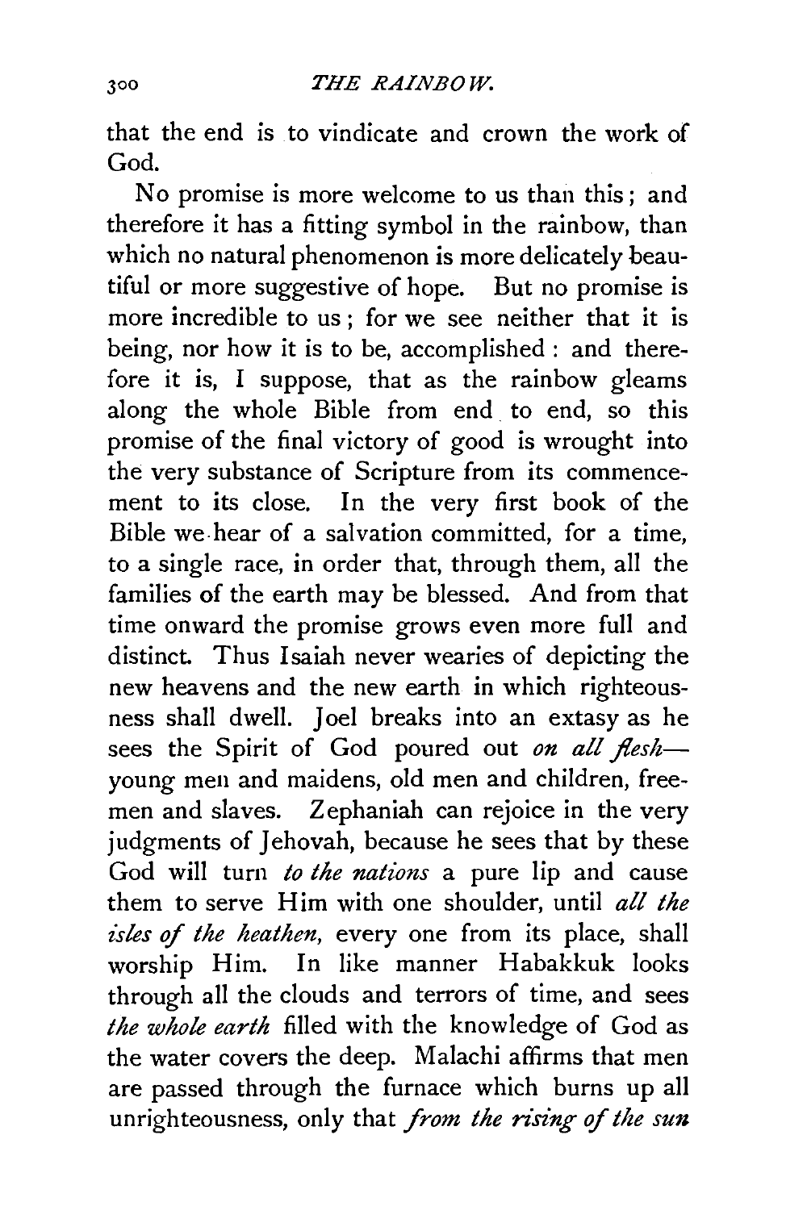that the end is to vindicate and crown the work of God.

No promise is more welcome to us than this; and therefore it has a fitting symbol in the rainbow, than which no natural phenomenon is more delicately beautiful or more suggestive of hope. But no promise is more incredible to us; for we see neither that it is being, nor how it is to be, accomplished: and therefore it is, I suppose, that as the rainbow gleams along the whole Bible from end to end, so this promise of the final victory of good is wrought into the very substance of Scripture from its commencement to its close. In the very first book of the Bible we hear of a salvation committed, for a time, to a single race, in order that, through them, all the families of the earth may be blessed. And from that time onward the promise grows even more full and distinct. Thus Isaiah never wearies of depicting the new heavens and the new earth in which righteousness shall dwell. Joel breaks into an extasy as he sees the Spirit of God poured out *on all flesh*—young men and maidens, old men and children, freemen and slaves. Zephaniah can rejoice in the very judgments of Jehovah, because he sees that by these God will turn *to the nations* a pure lip and cause them to serve Him with one shoulder, until *all the isles of the heathen*, every one from its place, shall worship Him. In like manner Habakkuk looks through all the clouds and terrors of time, and sees *the whole earth* filled with the knowledge of God as the water covers the deep. Malachi affirms that men are passed through the furnace which burns up all unrighteousness, only that *from the rising of the sun*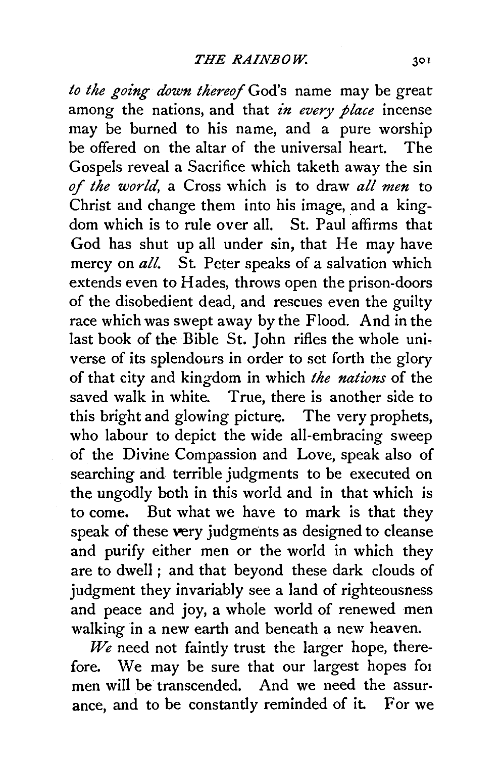*to the going down thereof* God's name may be great among the nations, and that *in every place* incense may be burned to his name, and a pure worship be offered on the altar of the universal heart. The Gospels reveal a Sacrifice which taketh away the sin *of the world*, a Cross which is to draw *all men* to Christ and change them into his image, and a kingdom which is to rule over all. St. Paul affirms that God has shut up all under sin, that He may have mercy on *all*. St. Peter speaks of a salvation which extends even to Hades, throws open the prison-doors of the disobedient dead, and rescues even the guilty race which was swept away by the Flood. And in the last book of the Bible St. John rifles the whole universe of its splendours in order to set forth the glory of that city and kingdom in which *the nations* of the saved walk in white. True, there is another side to this bright and glowing picture. The very prophets, who labour to depict the wide all-embracing sweep of the Divine Compassion and Love, speak also of searching and terrible judgments to be executed on the ungodly both in this world and in that which is to come. But what we have to mark is that they speak of these very judgments as designed to cleanse and purify either men or the world in which they are to dwell; and that beyond these dark clouds of judgment they invariably see a land of righteousness and peace and joy, a whole world of renewed men walking in a new earth and beneath a new heaven.

*We* need not faintly trust the larger hope, therefore. We may be sure that our largest hopes for men will be transcended. And we need the assurance, and to be constantly reminded of it. For we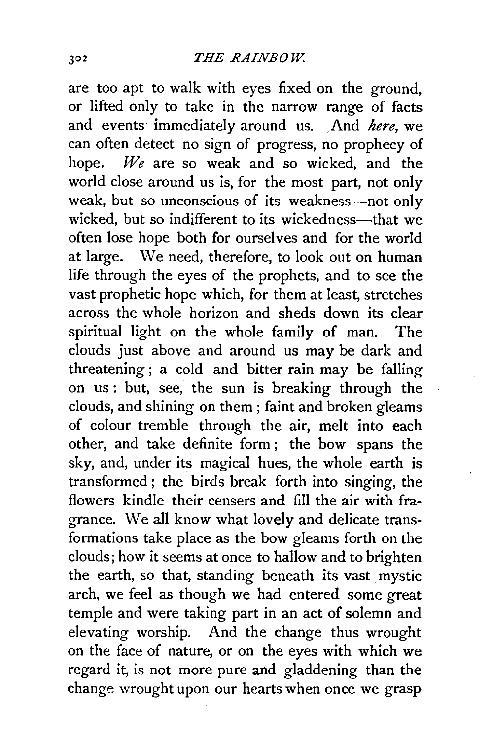are too apt to walk with eyes fixed on the ground, or lifted only to take in the narrow range of facts and events immediately around us. And *here*, we can often detect no sign of progress, no prophecy of hope. *We* are so weak and so wicked, and the world close around us is, for the most part, not only weak, but so unconscious of its weakness—not only wicked, but so indifferent to its wickedness—that we often lose hope both for ourselves and for the world at large. We need, therefore, to look out on human life through the eyes of the prophets, and to see the vast prophetic hope which, for them at least, stretches across the whole horizon and sheds down its clear spiritual light on the whole family of man. The clouds just above and around us may be dark and threatening; a cold and bitter rain may be falling on us: but, see, the sun is breaking through the clouds, and shining on them; faint and broken gleams of colour tremble through the air, melt into each other, and take definite form; the bow spans the sky, and, under its magical hues, the whole earth is transformed; the birds break forth into singing, the flowers kindle their censers and fill the air with fragrance. We all know what lovely and delicate transformations take place as the bow gleams forth on the clouds; how it seems at once to hallow and to brighten the earth, so that, standing beneath its vast mystic arch, we feel as though we had entered some great temple and were taking part in an act of solemn and elevating worship. And the change thus wrought on the face of nature, or on the eyes with which we regard it, is not more pure and gladdening than the change wrought upon our hearts when once we grasp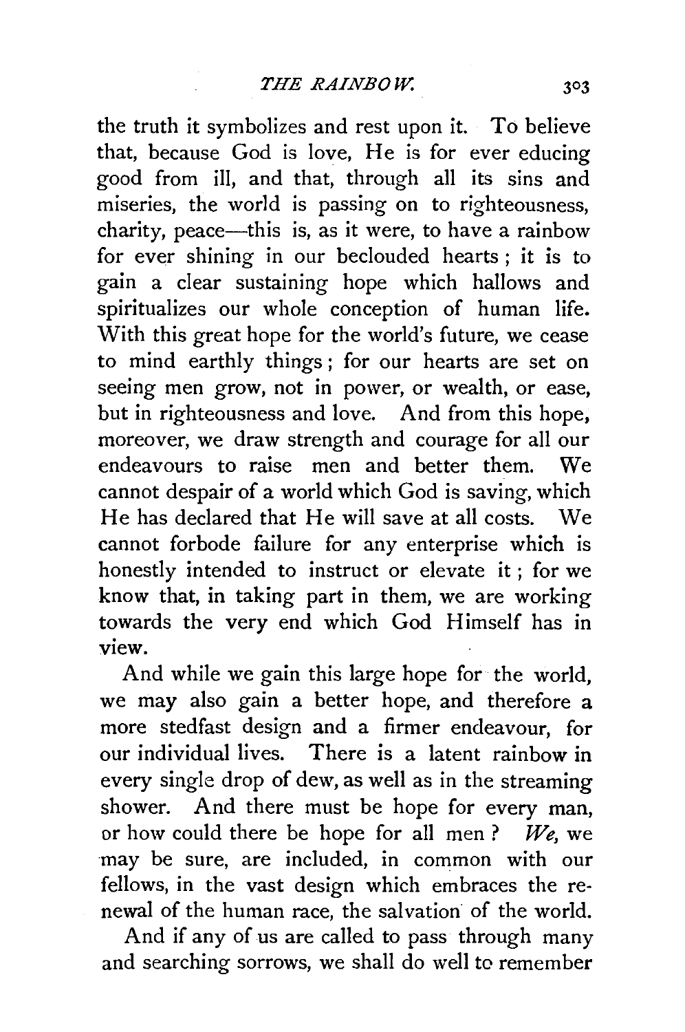the truth it symbolizes and rest upon it. To believe that, because God is love, He is for ever educing good from ill, and that, through all its sins and miseries, the world is passing on to righteousness, charity, peace—this is, as it were, to have a rainbow for ever shining in our beclouded hearts; it is to gain a clear sustaining hope which hallows and spiritualizes our whole conception of human life. With this great hope for the world's future, we cease to mind earthly things; for our hearts are set on seeing men grow, not in power, or wealth, or ease, but in righteousness and love. And from this hope, moreover, we draw strength and courage for all our endeavours to raise men and better them. We cannot despair of a world which God is saving, which He has declared that He will save at all costs. We cannot forbode failure for any enterprise which is honestly intended to instruct or elevate it; for we know that, in taking part in them, we are working towards the very end which God Himself has in view.

And while we gain this large hope for the world, we may also gain a better hope, and therefore a more stedfast design and a firmer endeavour, for our individual lives. There is a latent rainbow in every single drop of dew, as well as in the streaming shower. And there must be hope for every man, or how could there be hope for all men? *We*, we may be sure, are included, in common with our fellows, in the vast design which embraces the renewal of the human race, the salvation of the world.

And if any of us are called to pass through many and searching sorrows, we shall do well to remember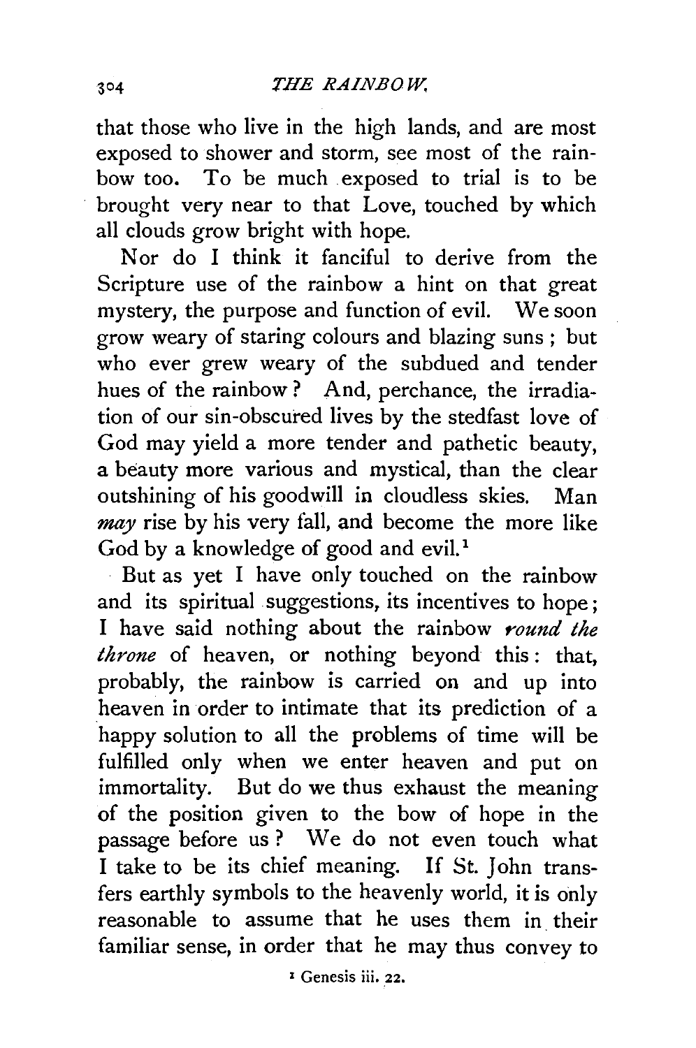that those who live in the high lands, and are most exposed to shower and storm, see most of the rainbow too. To be much exposed to trial is to be brought very near to that Love, touched by which all clouds grow bright with hope.

Nor do I think it fanciful to derive from the Scripture use of the rainbow a hint on that great mystery, the purpose and function of evil. We soon grow weary of staring colours and blazing suns; but who ever grew weary of the subdued and tender hues of the rainbow? And, perchance, the irradiation of our sin-obscured lives by the stedfast love of God may yield a more tender and pathetic beauty, a beauty more various and mystical, than the clear outshining of his goodwill in cloudless skies. Man *may* rise by his very fall, and become the more like God by a knowledge of good and evil.[1]

But as yet I have only touched on the rainbow and its spiritual suggestions, its incentives to hope; I have said nothing about the rainbow *round the throne* of heaven, or nothing beyond this: that, probably, the rainbow is carried on and up into heaven in order to intimate that its prediction of a happy solution to all the problems of time will be fulfilled only when we enter heaven and put on immortality. But do we thus exhaust the meaning of the position given to the bow of hope in the passage before us? We do not even touch what I take to be its chief meaning. If St. John transfers earthly symbols to the heavenly world, it is only reasonable to assume that he uses them in their familiar sense, in order that he may thus convey to

[1] Genesis iii. 22.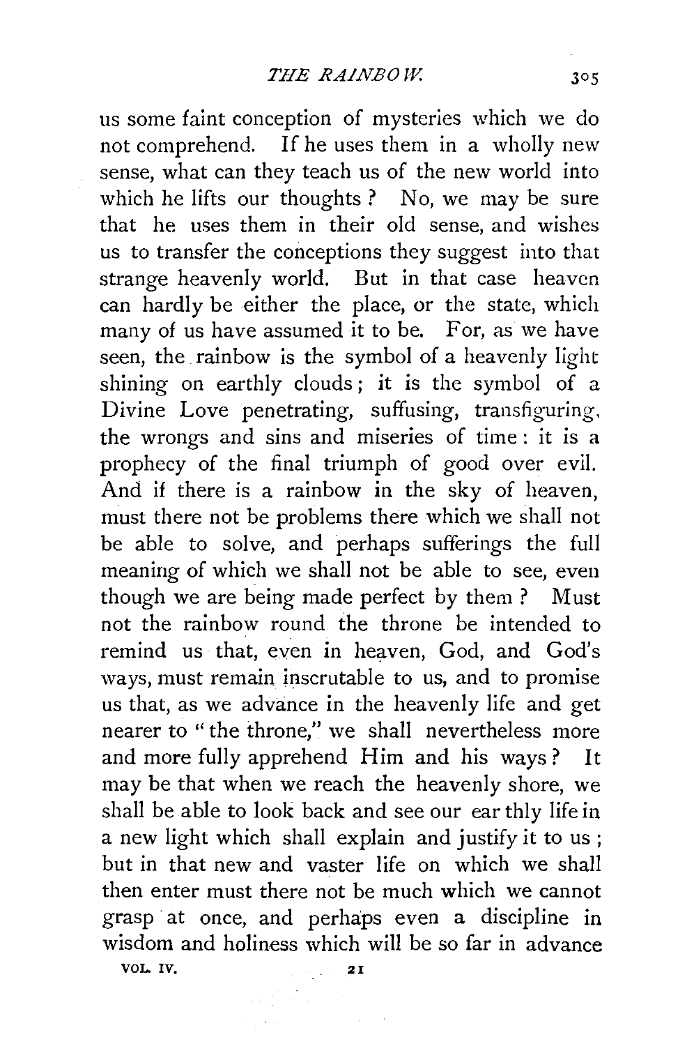us some faint conception of mysteries which we do not comprehend. If he uses them in a wholly new sense, what can they teach us of the new world into which he lifts our thoughts? No, we may be sure that he uses them in their old sense, and wishes us to transfer the conceptions they suggest into that strange heavenly world. But in that case heaven can hardly be either the place, or the state, which many of us have assumed it to be. For, as we have seen, the rainbow is the symbol of a heavenly light shining on earthly clouds; it is the symbol of a Divine Love penetrating, suffusing, transfiguring, the wrongs and sins and miseries of time: it is a prophecy of the final triumph of good over evil. And if there is a rainbow in the sky of heaven, must there not be problems there which we shall not be able to solve, and perhaps sufferings the full meaning of which we shall not be able to see, even though we are being made perfect by them? Must not the rainbow round the throne be intended to remind us that, even in heaven, God, and God's ways, must remain inscrutable to us, and to promise us that, as we advance in the heavenly life and get nearer to "the throne," we shall nevertheless more and more fully apprehend Him and his ways? It may be that when we reach the heavenly shore, we shall be able to look back and see our earthly life in a new light which shall explain and justify it to us; but in that new and vaster life on which we shall then enter must there not be much which we cannot grasp at once, and perhaps even a discipline in wisdom and holiness which will be so far in advance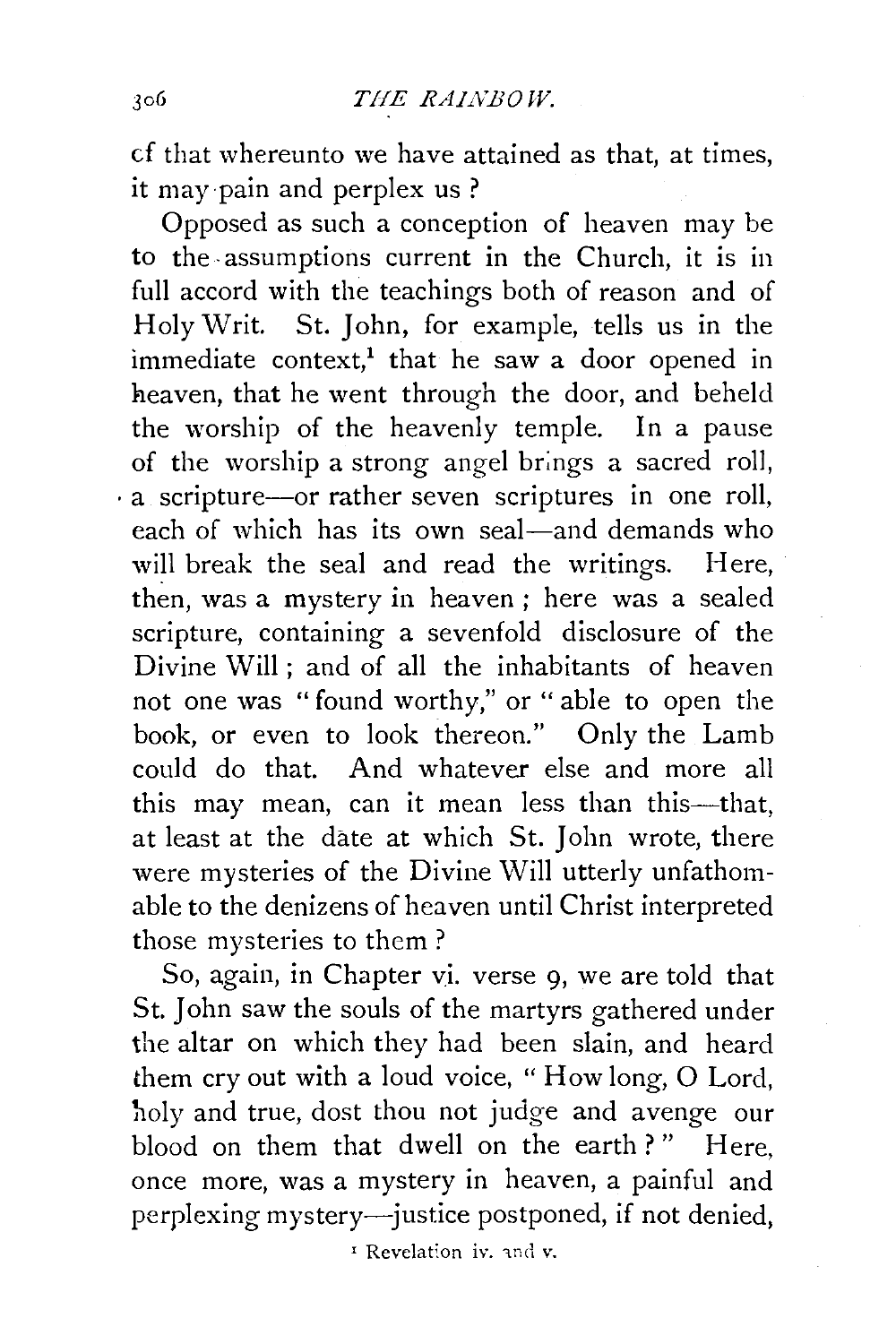of that whereunto we have attained as that, at times, it may pain and perplex us?

Opposed as such a conception of heaven may be to the assumptions current in the Church, it is in full accord with the teachings both of reason and of Holy Writ. St. John, for example, tells us in the immediate context,[1] that he saw a door opened in heaven, that he went through the door, and beheld the worship of the heavenly temple. In a pause of the worship a strong angel brings a sacred roll, a scripture—or rather seven scriptures in one roll, each of which has its own seal—and demands who will break the seal and read the writings. Here, then, was a mystery in heaven; here was a sealed scripture, containing a sevenfold disclosure of the Divine Will; and of all the inhabitants of heaven not one was "found worthy," or "able to open the book, or even to look thereon." Only the Lamb could do that. And whatever else and more all this may mean, can it mean less than this—that, at least at the date at which St. John wrote, there were mysteries of the Divine Will utterly unfathomable to the denizens of heaven until Christ interpreted those mysteries to them?

So, again, in Chapter vi. verse 9, we are told that St. John saw the souls of the martyrs gathered under the altar on which they had been slain, and heard them cry out with a loud voice, "How long, O Lord, holy and true, dost thou not judge and avenge our blood on them that dwell on the earth?" Here, once more, was a mystery in heaven, a painful and perplexing mystery—justice postponed, if not denied,

[1] Revelation iv. and v.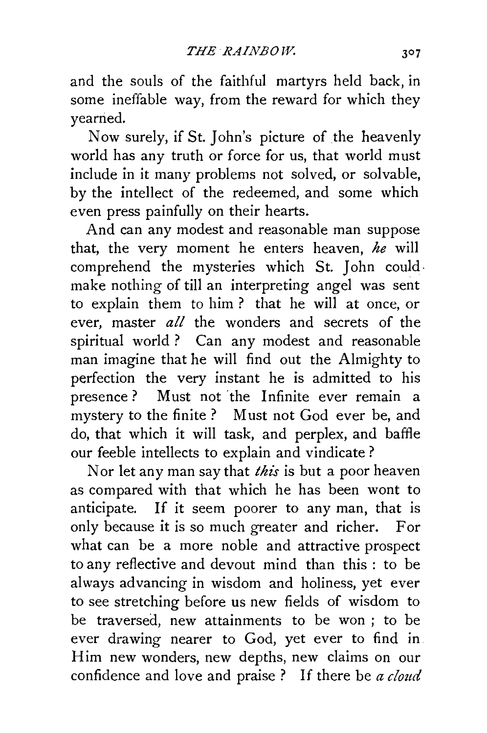and the souls of the faithful martyrs held back, in some ineffable way, from the reward for which they yearned.

Now surely, if St. John's picture of the heavenly world has any truth or force for us, that world must include in it many problems not solved, or solvable, by the intellect of the redeemed, and some which even press painfully on their hearts.

And can any modest and reasonable man suppose that, the very moment he enters heaven, *he* will comprehend the mysteries which St. John could make nothing of till an interpreting angel was sent to explain them to him? that he will at once, or ever, master *all* the wonders and secrets of the spiritual world? Can any modest and reasonable man imagine that he will find out the Almighty to perfection the very instant he is admitted to his presence? Must not the Infinite ever remain a mystery to the finite? Must not God ever be, and do, that which it will task, and perplex, and baffle our feeble intellects to explain and vindicate?

Nor let any man say that *this* is but a poor heaven as compared with that which he has been wont to anticipate. If it seem poorer to any man, that is only because it is so much greater and richer. For what can be a more noble and attractive prospect to any reflective and devout mind than this: to be always advancing in wisdom and holiness, yet ever to see stretching before us new fields of wisdom to be traversed, new attainments to be won; to be ever drawing nearer to God, yet ever to find in Him new wonders, new depths, new claims on our confidence and love and praise? If there be *a cloud*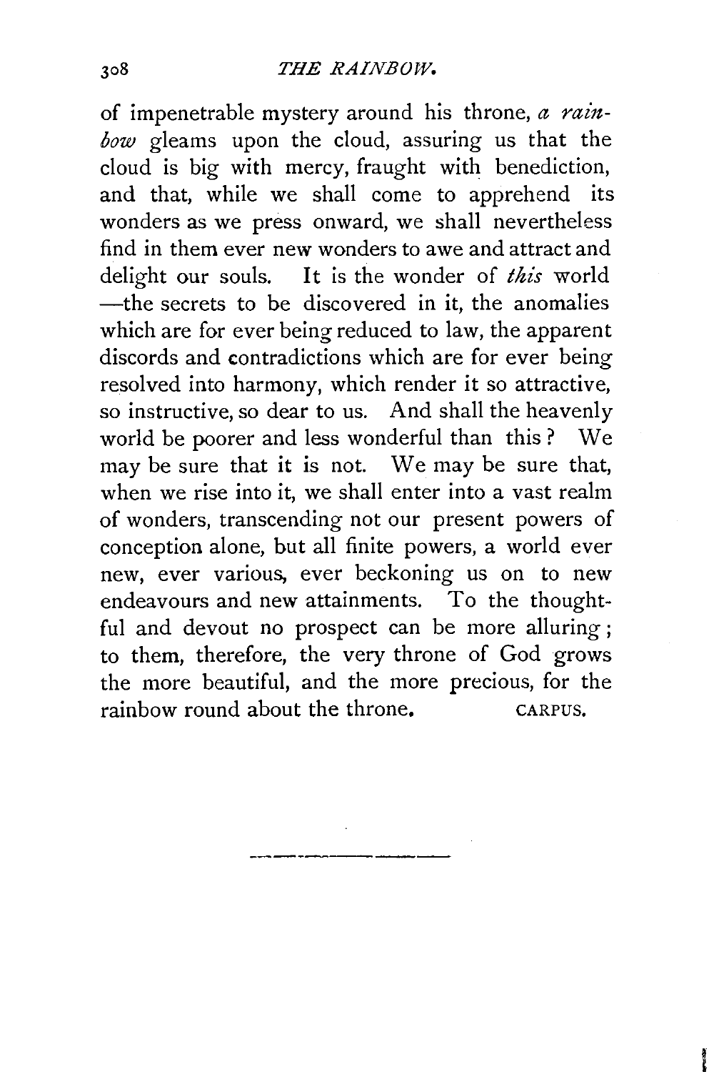of impenetrable mystery around his throne, *a rainbow* gleams upon the cloud, assuring us that the cloud is big with mercy, fraught with benediction, and that, while we shall come to apprehend its wonders as we press onward, we shall nevertheless find in them ever new wonders to awe and attract and delight our souls. It is the wonder of *this* world—the secrets to be discovered in it, the anomalies which are for ever being reduced to law, the apparent discords and contradictions which are for ever being resolved into harmony, which render it so attractive, so instructive, so dear to us. And shall the heavenly world be poorer and less wonderful than this? We may be sure that it is not. We may be sure that, when we rise into it, we shall enter into a vast realm of wonders, transcending not our present powers of conception alone, but all finite powers, a world ever new, ever various, ever beckoning us on to new endeavours and new attainments. To the thoughtful and devout no prospect can be more alluring; to them, therefore, the very throne of God grows the more beautiful, and the more precious, for the rainbow round about the throne.

CARPUS.